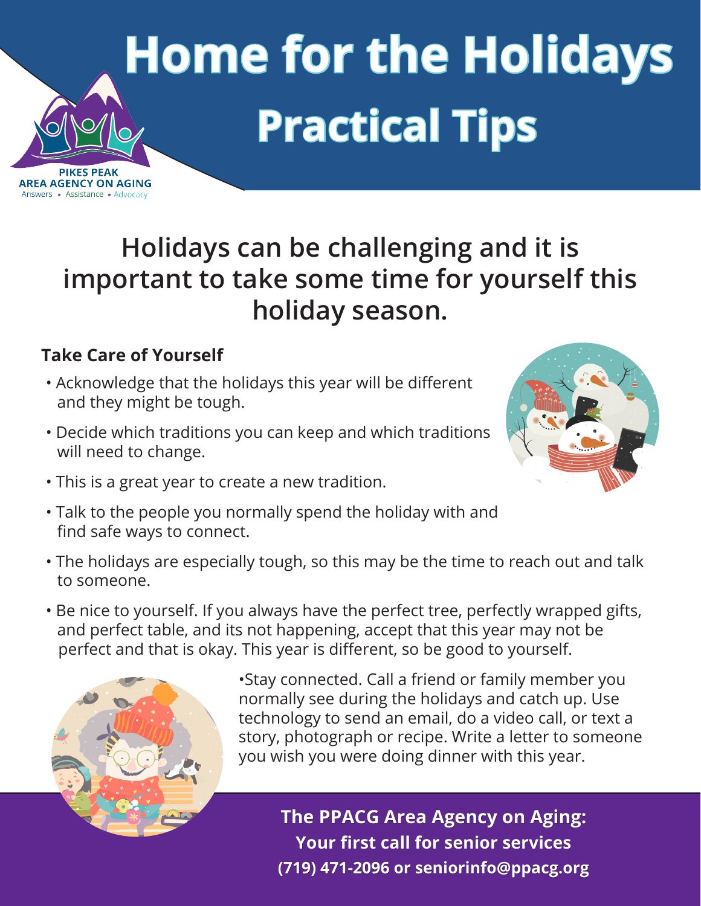PIKES PEAK
AREA AGENCY ON AGING
Answers • Assistance • Advocacy

# Home for the Holidays
# Practical Tips

## Holidays can be challenging and it is important to take some time for yourself this holiday season.

### Take Care of Yourself

- Acknowledge that the holidays this year will be different and they might be tough.
- Decide which traditions you can keep and which traditions will need to change.
- This is a great year to create a new tradition.
- Talk to the people you normally spend the holiday with and find safe ways to connect.
- The holidays are especially tough, so this may be the time to reach out and talk to someone.
- Be nice to yourself. If you always have the perfect tree, perfectly wrapped gifts, and perfect table, and its not happening, accept that this year may not be perfect and that is okay. This year is different, so be good to yourself.
- Stay connected. Call a friend or family member you normally see during the holidays and catch up. Use technology to send an email, do a video call, or text a story, photograph or recipe. Write a letter to someone you wish you were doing dinner with this year.

**The PPACG Area Agency on Aging:**
**Your first call for senior services**
**(719) 471-2096 or seniorinfo@ppacg.org**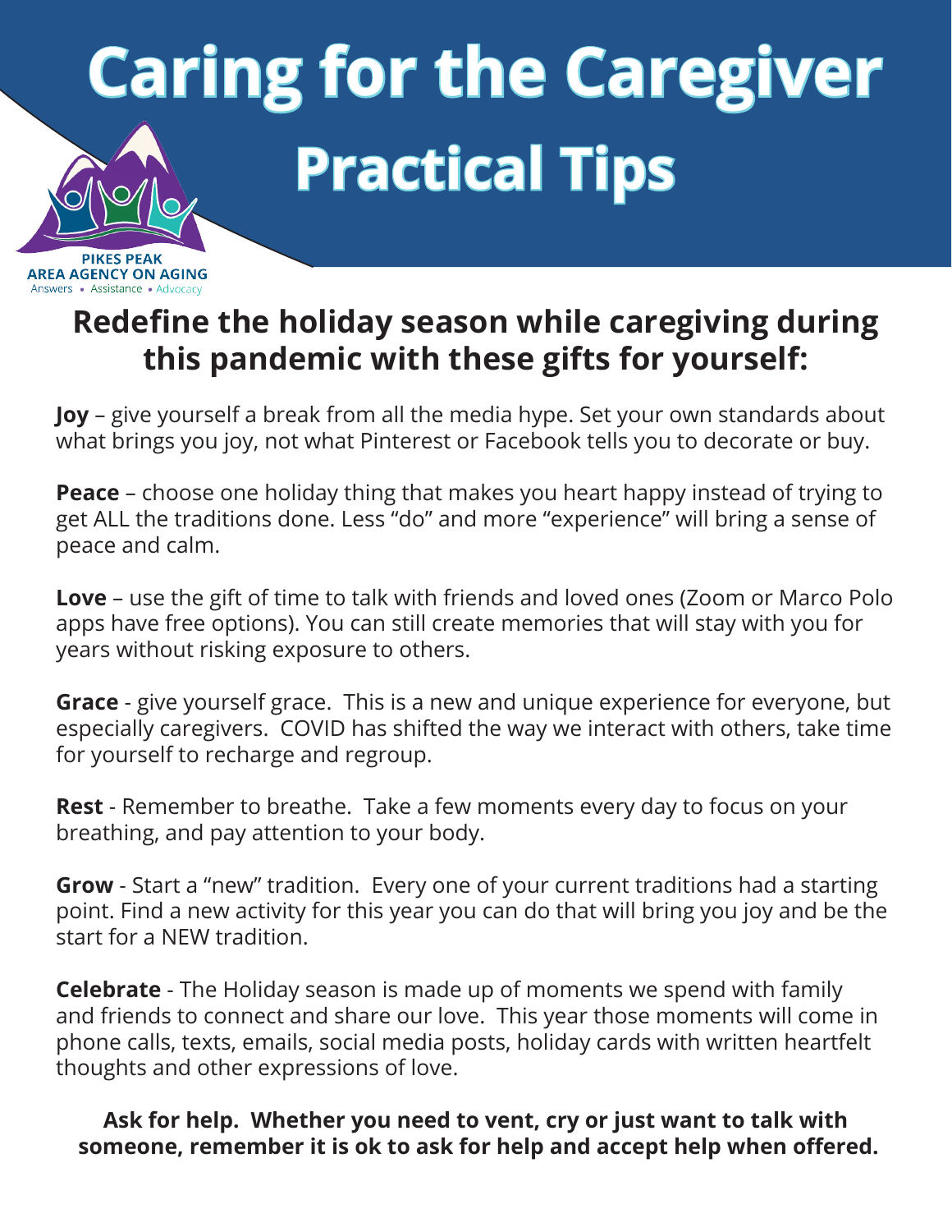# Caring for the Caregiver

# Practical Tips

PIKES PEAK
AREA AGENCY ON AGING
Answers • Assistance • Advocacy

## Redefine the holiday season while caregiving during this pandemic with these gifts for yourself:

**Joy** – give yourself a break from all the media hype. Set your own standards about what brings you joy, not what Pinterest or Facebook tells you to decorate or buy.

**Peace** – choose one holiday thing that makes you heart happy instead of trying to get ALL the traditions done. Less "do" and more "experience" will bring a sense of peace and calm.

**Love** – use the gift of time to talk with friends and loved ones (Zoom or Marco Polo apps have free options). You can still create memories that will stay with you for years without risking exposure to others.

**Grace** - give yourself grace. This is a new and unique experience for everyone, but especially caregivers. COVID has shifted the way we interact with others, take time for yourself to recharge and regroup.

**Rest** - Remember to breathe. Take a few moments every day to focus on your breathing, and pay attention to your body.

**Grow** - Start a "new" tradition. Every one of your current traditions had a starting point. Find a new activity for this year you can do that will bring you joy and be the start for a NEW tradition.

**Celebrate** - The Holiday season is made up of moments we spend with family and friends to connect and share our love. This year those moments will come in phone calls, texts, emails, social media posts, holiday cards with written heartfelt thoughts and other expressions of love.

**Ask for help. Whether you need to vent, cry or just want to talk with someone, remember it is ok to ask for help and accept help when offered.**